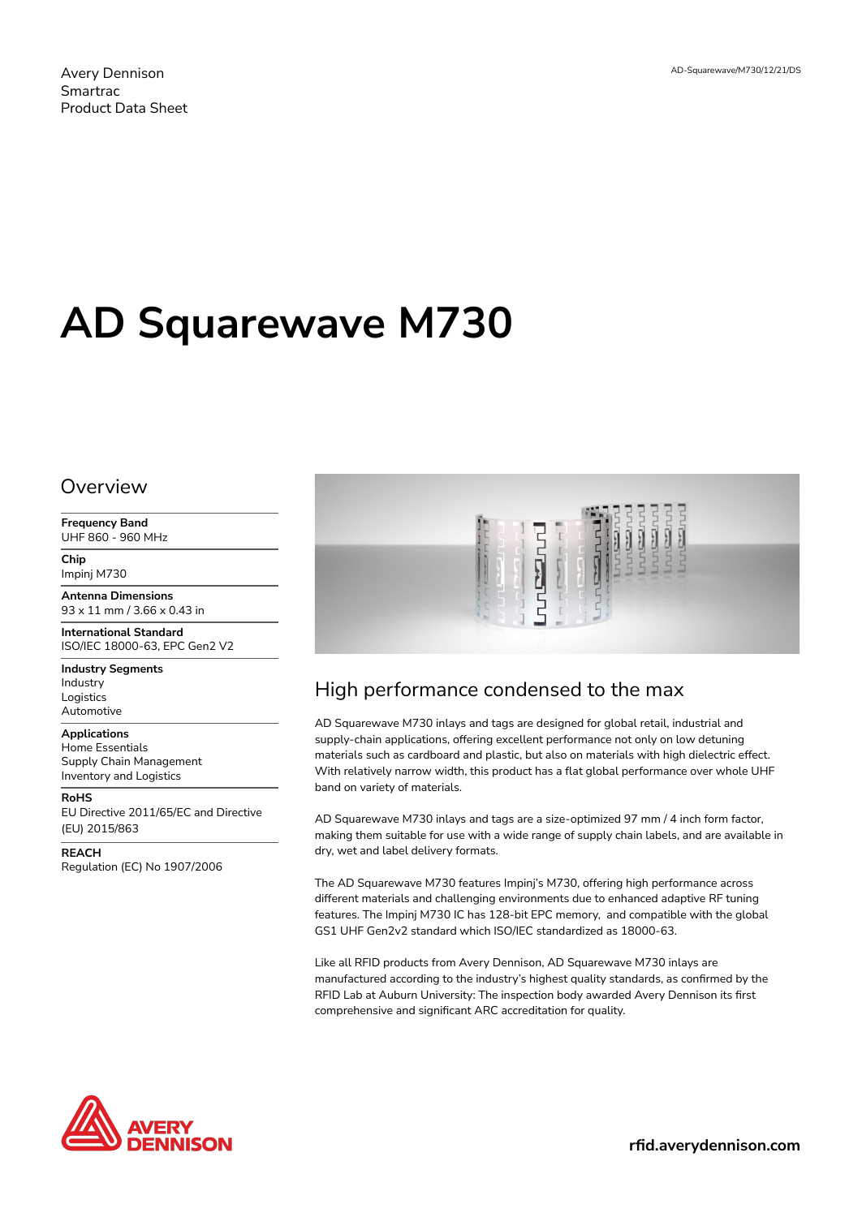Avery Dennison
Smartrac
Product Data Sheet

AD-Squarewave/M730/12/21/DS

# AD Squarewave M730

## Overview

**Frequency Band**
UHF 860 - 960 MHz

**Chip**
Impinj M730

**Antenna Dimensions**
93 x 11 mm / 3.66 x 0.43 in

**International Standard**
ISO/IEC 18000-63, EPC Gen2 V2

**Industry Segments**
Industry
Logistics
Automotive

**Applications**
Home Essentials
Supply Chain Management
Inventory and Logistics

**RoHS**
EU Directive 2011/65/EC and Directive (EU) 2015/863

**REACH**
Regulation (EC) No 1907/2006

## High performance condensed to the max

AD Squarewave M730 inlays and tags are designed for global retail, industrial and supply-chain applications, offering excellent performance not only on low detuning materials such as cardboard and plastic, but also on materials with high dielectric effect. With relatively narrow width, this product has a flat global performance over whole UHF band on variety of materials.

AD Squarewave M730 inlays and tags are a size-optimized 97 mm / 4 inch form factor, making them suitable for use with a wide range of supply chain labels, and are available in dry, wet and label delivery formats.

The AD Squarewave M730 features Impinj's M730, offering high performance across different materials and challenging environments due to enhanced adaptive RF tuning features. The Impinj M730 IC has 128-bit EPC memory, and compatible with the global GS1 UHF Gen2v2 standard which ISO/IEC standardized as 18000-63.

Like all RFID products from Avery Dennison, AD Squarewave M730 inlays are manufactured according to the industry's highest quality standards, as confirmed by the RFID Lab at Auburn University: The inspection body awarded Avery Dennison its first comprehensive and significant ARC accreditation for quality.

AVERY DENNISON

rfid.averydennison.com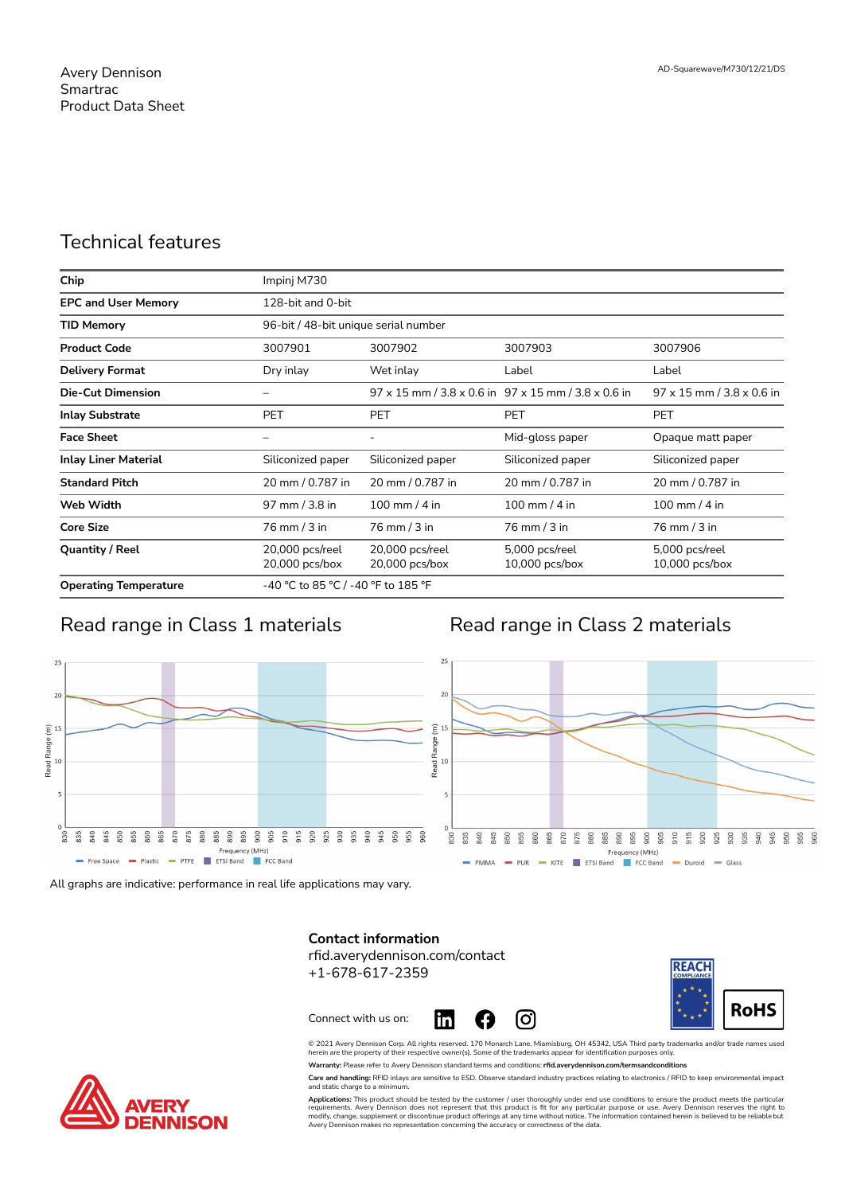Avery Dennison
Smartrac
Product Data Sheet

AD-Squarewave/M730/12/21/DS

## Technical features

| | | | | |
|---|---|---|---|---|
| **Chip** | Impinj M730 | | | |
| **EPC and User Memory** | 128-bit and 0-bit | | | |
| **TID Memory** | 96-bit / 48-bit unique serial number | | | |
| **Product Code** | 3007901 | 3007902 | 3007903 | 3007906 |
| **Delivery Format** | Dry inlay | Wet inlay | Label | Label |
| **Die-Cut Dimension** | – | 97 x 15 mm / 3.8 x 0.6 in | 97 x 15 mm / 3.8 x 0.6 in | 97 x 15 mm / 3.8 x 0.6 in |
| **Inlay Substrate** | PET | PET | PET | PET |
| **Face Sheet** | – | - | Mid-gloss paper | Opaque matt paper |
| **Inlay Liner Material** | Siliconized paper | Siliconized paper | Siliconized paper | Siliconized paper |
| **Standard Pitch** | 20 mm / 0.787 in | 20 mm / 0.787 in | 20 mm / 0.787 in | 20 mm / 0.787 in |
| **Web Width** | 97 mm / 3.8 in | 100 mm / 4 in | 100 mm / 4 in | 100 mm / 4 in |
| **Core Size** | 76 mm / 3 in | 76 mm / 3 in | 76 mm / 3 in | 76 mm / 3 in |
| **Quantity / Reel** | 20,000 pcs/reel<br>20,000 pcs/box | 20,000 pcs/reel<br>20,000 pcs/box | 5,000 pcs/reel<br>10,000 pcs/box | 5,000 pcs/reel<br>10,000 pcs/box |
| **Operating Temperature** | -40 °C to 85 °C / -40 °F to 185 °F | | | |

## Read range in Class 1 materials

Read Range (m)
25
20
15
10
5
0
830 835 840 845 850 855 860 865 870 875 880 885 890 895 900 905 910 915 920 925 930 935 940 945 950 955 960
Frequency (MHz)
Free Space Plastic PTFE ETSI Band FCC Band

## Read range in Class 2 materials

Read Range (m)
25
20
15
10
5
0
830 835 840 845 850 855 860 865 870 875 880 885 890 895 900 905 910 915 920 925 930 935 940 945 950 955 960
Frequency (MHz)
PMMA PUR KITE ETSI Band FCC Band Duroid Glass

All graphs are indicative: performance in real life applications may vary.

**Contact information**
rfid.averydennison.com/contact
+1-678-617-2359

Connect with us on:

REACH COMPLIANCE

RoHS

© 2021 Avery Dennison Corp. All rights reserved. 170 Monarch Lane, Miamisburg, OH 45342, USA Third party trademarks and/or trade names used herein are the property of their respective owner(s). Some of the trademarks appear for identification purposes only.

**Warranty:** Please refer to Avery Dennison standard terms and conditions: **rfid.averydennison.com/termsandconditions**

**Care and handling:** RFID inlays are sensitive to ESD. Observe standard industry practices relating to electronics / RFID to keep environmental impact and static charge to a minimum.

**Applications:** This product should be tested by the customer / user thoroughly under end use conditions to ensure the product meets the particular requirements. Avery Dennison does not represent that this product is fit for any particular purpose or use. Avery Dennison reserves the right to modify, change, supplement or discontinue product offerings at any time without notice. The information contained herein is believed to be reliable but Avery Dennison makes no representation concerning the accuracy or correctness of the data.

AVERY DENNISON